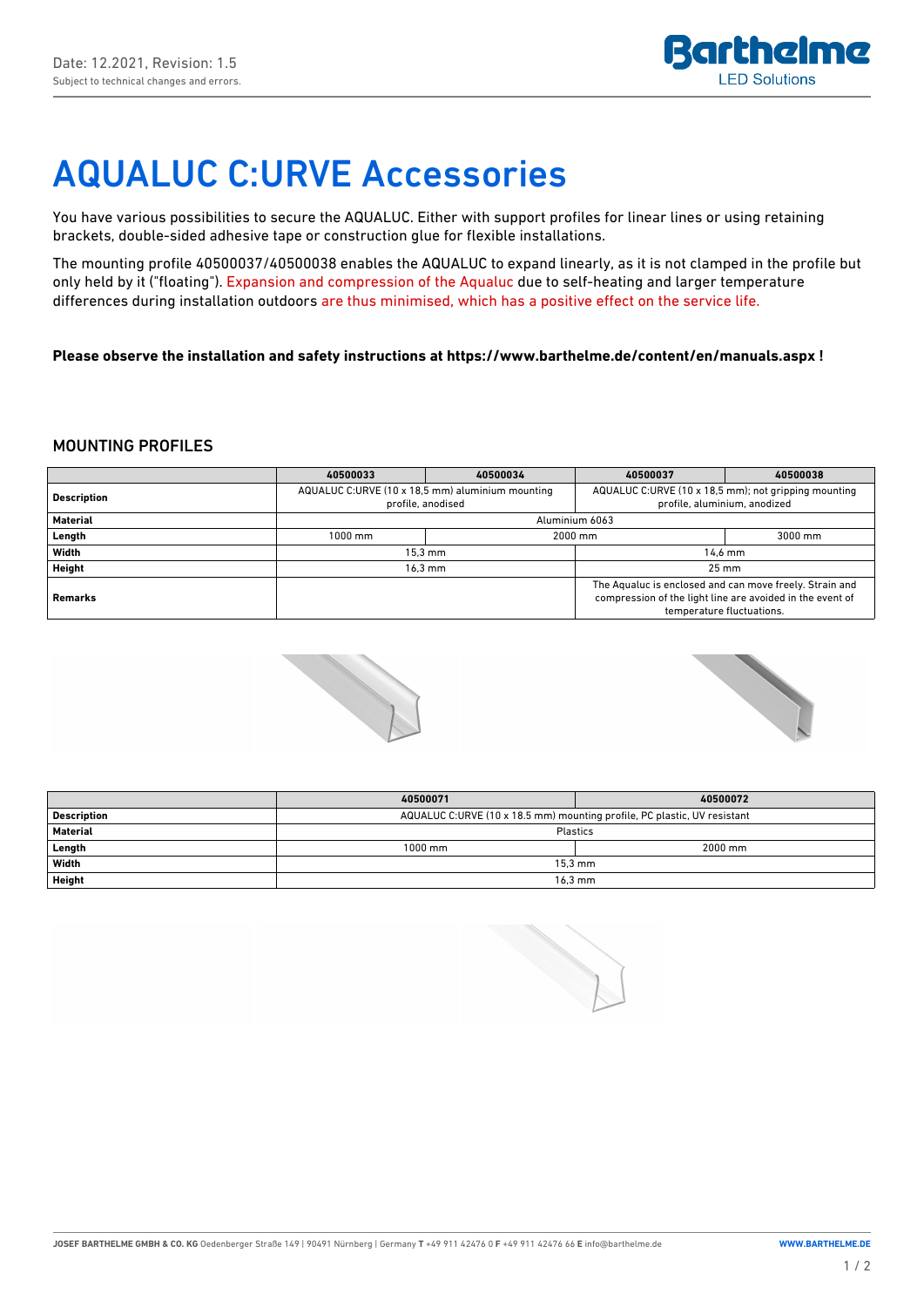# AQUALUC C:URVE Accessories

You have various possibilities to secure the AQUALUC. Either with support profiles for linear lines or using retaining brackets, double-sided adhesive tape or construction glue for flexible installations.

The mounting profile 40500037/40500038 enables the AQUALUC to expand linearly, as it is not clamped in the profile but only held by it ("floating"). Expansion and compression of the Aqualuc due to self-heating and larger temperature differences during installation outdoors are thus minimised, which has a positive effect on the service life.

**Please observe the installation and safety instructions at https://www.barthelme.de/content/en/manuals.aspx !**

## MOUNTING PROFILES

| | 40500033 | 40500034 | 40500037 | 40500038 |
|---|---|---|---|---|
| **Description** | AQUALUC C:URVE (10 x 18,5 mm) aluminium mounting profile, anodised | | AQUALUC C:URVE (10 x 18,5 mm); not gripping mounting profile, aluminium, anodized | |
| **Material** | Aluminium 6063 | | | |
| **Length** | 1000 mm | 2000 mm | 2000 mm | 3000 mm |
| **Width** | 15,3 mm | | 14,6 mm | |
| **Height** | 16,3 mm | | 25 mm | |
| **Remarks** | | | The Aqualuc is enclosed and can move freely. Strain and compression of the light line are avoided in the event of temperature fluctuations. | |

| | 40500071 | 40500072 |
|---|---|---|
| **Description** | AQUALUC C:URVE (10 x 18.5 mm) mounting profile, PC plastic, UV resistant | |
| **Material** | Plastics | |
| **Length** | 1000 mm | 2000 mm |
| **Width** | 15,3 mm | |
| **Height** | 16,3 mm | |

JOSEF BARTHELME GMBH & CO. KG Oedenberger Straße 149 | 90491 Nürnberg | Germany T +49 911 42476 0 F +49 911 42476 66 E info@barthelme.de WWW.BARTHELME.DE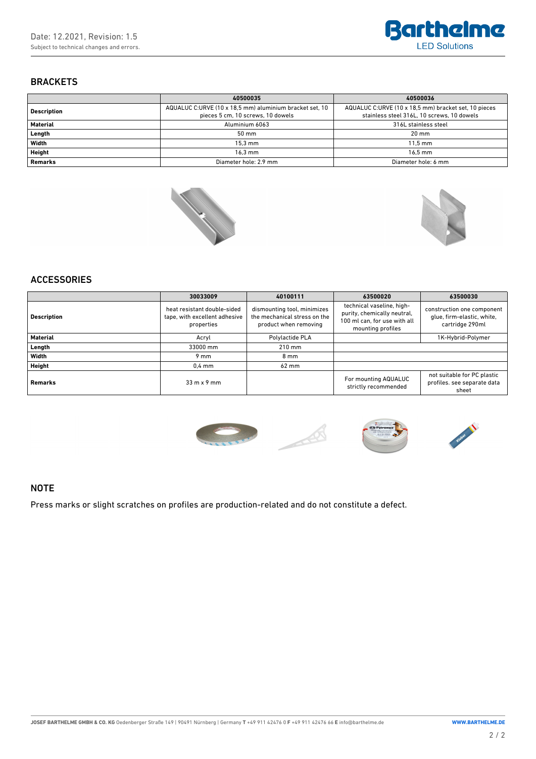## BRACKETS

| | 40500035 | 40500036 |
|---|---|---|
| **Description** | AQUALUC C:URVE (10 x 18,5 mm) aluminium bracket set, 10 pieces 5 cm, 10 screws, 10 dowels | AQUALUC C:URVE (10 x 18,5 mm) bracket set, 10 pieces stainless steel 316L, 10 screws, 10 dowels |
| **Material** | Aluminium 6063 | 316L stainless steel |
| **Length** | 50 mm | 20 mm |
| **Width** | 15,3 mm | 11,5 mm |
| **Height** | 16,3 mm | 16,5 mm |
| **Remarks** | Diameter hole: 2.9 mm | Diameter hole: 6 mm |

## ACCESSORIES

| | 30033009 | 40100111 | 63500020 | 63500030 |
|---|---|---|---|---|
| **Description** | heat resistant double-sided tape, with excellent adhesive properties | dismounting tool, minimizes the mechanical stress on the product when removing | technical vaseline, high-purity, chemically neutral, 100 ml can, for use with all mounting profiles | construction one component glue, firm-elastic, white, cartridge 290ml |
| **Material** | Acryl | Polylactide PLA | | 1K-Hybrid-Polymer |
| **Length** | 33000 mm | 210 mm | | |
| **Width** | 9 mm | 8 mm | | |
| **Height** | 0,4 mm | 62 mm | | |
| **Remarks** | 33 m x 9 mm | | For mounting AQUALUC strictly recommended | not suitable for PC plastic profiles. see separate data sheet |

## NOTE

Press marks or slight scratches on profiles are production-related and do not constitute a defect.